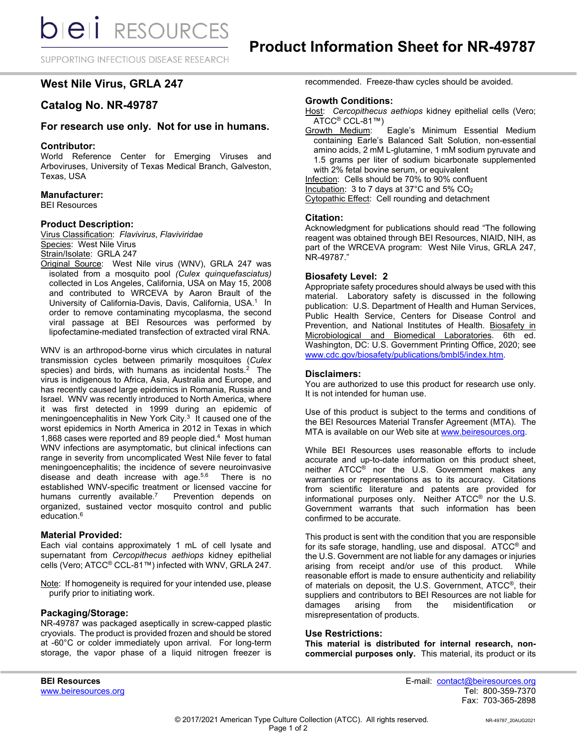# Product Information Sheet for NR-49787

## West Nile Virus, GRLA 247

## Catalog No. NR-49787

### For research use only. Not for use in humans.

### Contributor:

World Reference Center for Emerging Viruses and Arboviruses, University of Texas Medical Branch, Galveston, Texas, USA

### Manufacturer:

BEI Resources

### Product Description:

Virus Classification: *Flavivirus*, *Flaviviridae*
Species: West Nile Virus
Strain/Isolate: GRLA 247
Original Source: West Nile virus (WNV), GRLA 247 was isolated from a mosquito pool *(Culex quinquefasciatus)* collected in Los Angeles, California, USA on May 15, 2008 and contributed to WRCEVA by Aaron Brault of the University of California-Davis, Davis, California, USA.[1] In order to remove contaminating mycoplasma, the second viral passage at BEI Resources was performed by lipofectamine-mediated transfection of extracted viral RNA.

WNV is an arthropod-borne virus which circulates in natural transmission cycles between primarily mosquitoes (*Culex* species) and birds, with humans as incidental hosts.[2] The virus is indigenous to Africa, Asia, Australia and Europe, and has recently caused large epidemics in Romania, Russia and Israel. WNV was recently introduced to North America, where it was first detected in 1999 during an epidemic of meningoencephalitis in New York City.[3] It caused one of the worst epidemics in North America in 2012 in Texas in which 1,868 cases were reported and 89 people died.[4] Most human WNV infections are asymptomatic, but clinical infections can range in severity from uncomplicated West Nile fever to fatal meningoencephalitis; the incidence of severe neuroinvasive disease and death increase with age.[5,6] There is no established WNV-specific treatment or licensed vaccine for humans currently available.[7] Prevention depends on organized, sustained vector mosquito control and public education.[6]

### Material Provided:

Each vial contains approximately 1 mL of cell lysate and supernatant from *Cercopithecus aethiops* kidney epithelial cells (Vero; ATCC® CCL-81™) infected with WNV, GRLA 247.

Note: If homogeneity is required for your intended use, please purify prior to initiating work.

### Packaging/Storage:

NR-49787 was packaged aseptically in screw-capped plastic cryovials. The product is provided frozen and should be stored at -60°C or colder immediately upon arrival. For long-term storage, the vapor phase of a liquid nitrogen freezer is recommended. Freeze-thaw cycles should be avoided.

### Growth Conditions:

Host: *Cercopithecus aethiops* kidney epithelial cells (Vero; ATCC® CCL-81™)
Growth Medium: Eagle's Minimum Essential Medium containing Earle's Balanced Salt Solution, non-essential amino acids, 2 mM L-glutamine, 1 mM sodium pyruvate and 1.5 grams per liter of sodium bicarbonate supplemented with 2% fetal bovine serum, or equivalent
Infection: Cells should be 70% to 90% confluent
Incubation: 3 to 7 days at 37°C and 5% $CO_2$
Cytopathic Effect: Cell rounding and detachment

### Citation:

Acknowledgment for publications should read "The following reagent was obtained through BEI Resources, NIAID, NIH, as part of the WRCEVA program: West Nile Virus, GRLA 247, NR-49787."

### Biosafety Level: 2

Appropriate safety procedures should always be used with this material. Laboratory safety is discussed in the following publication: U.S. Department of Health and Human Services, Public Health Service, Centers for Disease Control and Prevention, and National Institutes of Health. Biosafety in Microbiological and Biomedical Laboratories. 6th ed. Washington, DC: U.S. Government Printing Office, 2020; see www.cdc.gov/biosafety/publications/bmbl5/index.htm.

### Disclaimers:

You are authorized to use this product for research use only. It is not intended for human use.

Use of this product is subject to the terms and conditions of the BEI Resources Material Transfer Agreement (MTA). The MTA is available on our Web site at www.beiresources.org.

While BEI Resources uses reasonable efforts to include accurate and up-to-date information on this product sheet, neither ATCC® nor the U.S. Government makes any warranties or representations as to its accuracy. Citations from scientific literature and patents are provided for informational purposes only. Neither ATCC® nor the U.S. Government warrants that such information has been confirmed to be accurate.

This product is sent with the condition that you are responsible for its safe storage, handling, use and disposal. ATCC® and the U.S. Government are not liable for any damages or injuries arising from receipt and/or use of this product. While reasonable effort is made to ensure authenticity and reliability of materials on deposit, the U.S. Government, ATCC®, their suppliers and contributors to BEI Resources are not liable for damages arising from the misidentification or misrepresentation of products.

### Use Restrictions:

**This material is distributed for internal research, non-commercial purposes only.** This material, its product or its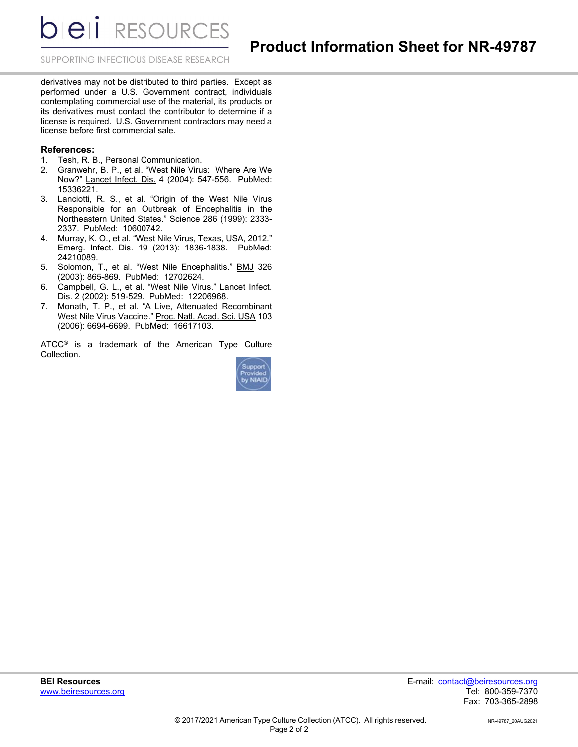derivatives may not be distributed to third parties. Except as performed under a U.S. Government contract, individuals contemplating commercial use of the material, its products or its derivatives must contact the contributor to determine if a license is required. U.S. Government contractors may need a license before first commercial sale.

**References:**

1. Tesh, R. B., Personal Communication.
2. Granwehr, B. P., et al. "West Nile Virus: Where Are We Now?" Lancet Infect. Dis. 4 (2004): 547-556. PubMed: 15336221.
3. Lanciotti, R. S., et al. "Origin of the West Nile Virus Responsible for an Outbreak of Encephalitis in the Northeastern United States." Science 286 (1999): 2333-2337. PubMed: 10600742.
4. Murray, K. O., et al. "West Nile Virus, Texas, USA, 2012." Emerg. Infect. Dis. 19 (2013): 1836-1838. PubMed: 24210089.
5. Solomon, T., et al. "West Nile Encephalitis." BMJ 326 (2003): 865-869. PubMed: 12702624.
6. Campbell, G. L., et al. "West Nile Virus." Lancet Infect. Dis. 2 (2002): 519-529. PubMed: 12206968.
7. Monath, T. P., et al. "A Live, Attenuated Recombinant West Nile Virus Vaccine." Proc. Natl. Acad. Sci. USA 103 (2006): 6694-6699. PubMed: 16617103.

ATCC® is a trademark of the American Type Culture Collection.

Support Provided by NIAID

**BEI Resources**
www.beiresources.org

E-mail: contact@beiresources.org
Tel: 800-359-7370
Fax: 703-365-2898

© 2017/2021 American Type Culture Collection (ATCC). All rights reserved.

NR-49787_20AUG2021